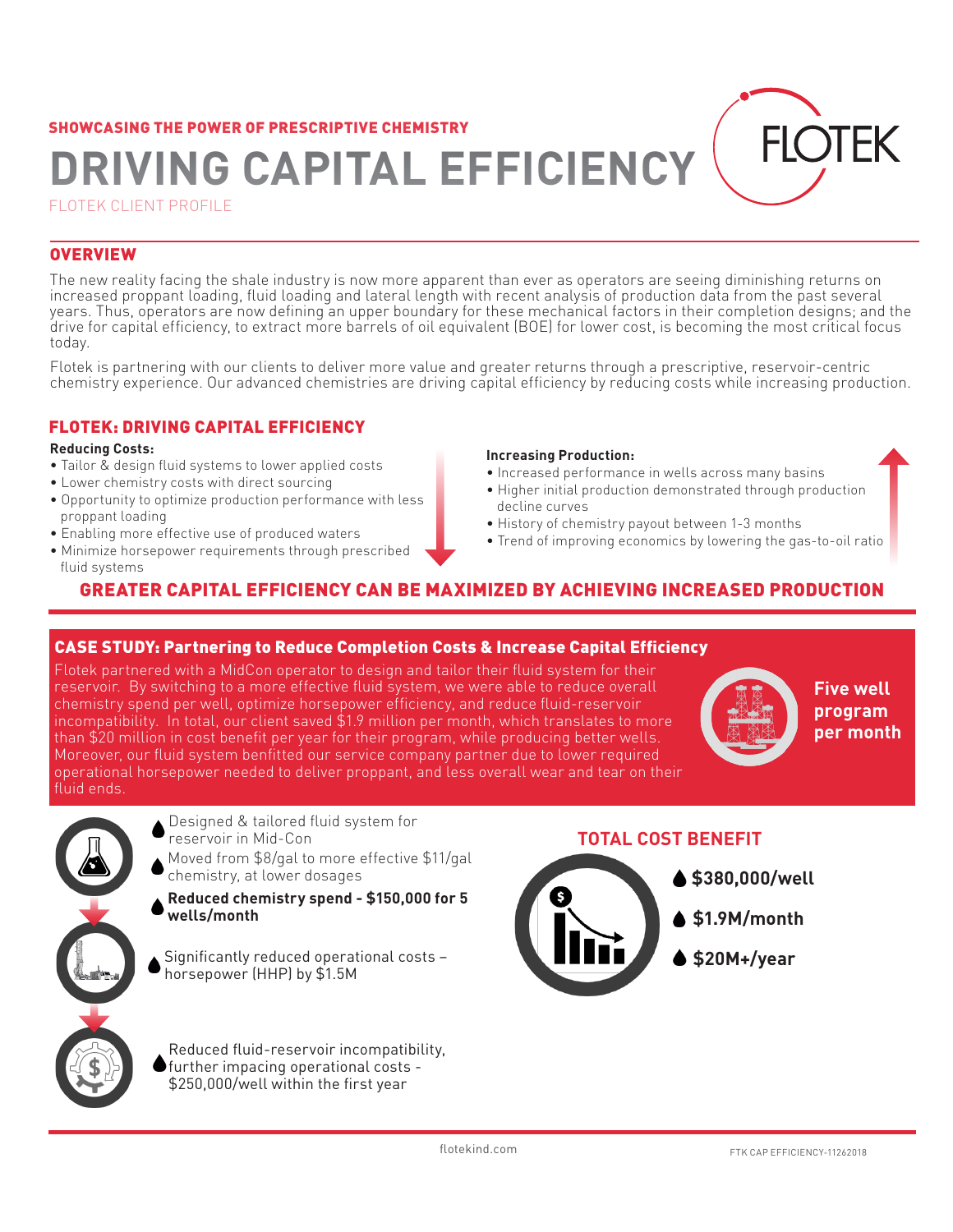SHOWCASING THE POWER OF PRESCRIPTIVE CHEMISTRY

# DRIVING CAPITAL EFFICIENCY

FLOTEK CLIENT PROFILE

FLOTEK

## OVERVIEW

The new reality facing the shale industry is now more apparent than ever as operators are seeing diminishing returns on increased proppant loading, fluid loading and lateral length with recent analysis of production data from the past several years. Thus, operators are now defining an upper boundary for these mechanical factors in their completion designs; and the drive for capital efficiency, to extract more barrels of oil equivalent (BOE) for lower cost, is becoming the most critical focus today.

Flotek is partnering with our clients to deliver more value and greater returns through a prescriptive, reservoir-centric chemistry experience. Our advanced chemistries are driving capital efficiency by reducing costs while increasing production.

## FLOTEK: DRIVING CAPITAL EFFICIENCY

**Reducing Costs:**

- Tailor & design fluid systems to lower applied costs
- Lower chemistry costs with direct sourcing
- Opportunity to optimize production performance with less proppant loading
- Enabling more effective use of produced waters
- Minimize horsepower requirements through prescribed fluid systems

**Increasing Production:**

- Increased performance in wells across many basins
- Higher initial production demonstrated through production decline curves
- History of chemistry payout between 1-3 months
- Trend of improving economics by lowering the gas-to-oil ratio

### GREATER CAPITAL EFFICIENCY CAN BE MAXIMIZED BY ACHIEVING INCREASED PRODUCTION

## CASE STUDY: Partnering to Reduce Completion Costs & Increase Capital Efficiency

Flotek partnered with a MidCon operator to design and tailor their fluid system for their reservoir. By switching to a more effective fluid system, we were able to reduce overall chemistry spend per well, optimize horsepower efficiency, and reduce fluid-reservoir incompatibility. In total, our client saved $1.9 million per month, which translates to more than $20 million in cost benefit per year for their program, while producing better wells. Moreover, our fluid system benfitted our service company partner due to lower required operational horsepower needed to deliver proppant, and less overall wear and tear on their fluid ends.

**Five well program per month**

- Designed & tailored fluid system for reservoir in Mid-Con
- Moved from $8/gal to more effective $11/gal chemistry, at lower dosages
- **Reduced chemistry spend - $150,000 for 5 wells/month**
- Significantly reduced operational costs – horsepower (HHP) by $1.5M
- Reduced fluid-reservoir incompatibility, further impacing operational costs - $250,000/well within the first year

### TOTAL COST BENEFIT

- **$380,000/well**
- **$1.9M/month**
- **$20M+/year**

flotekind.com

FTK CAP EFFICIENCY-11262018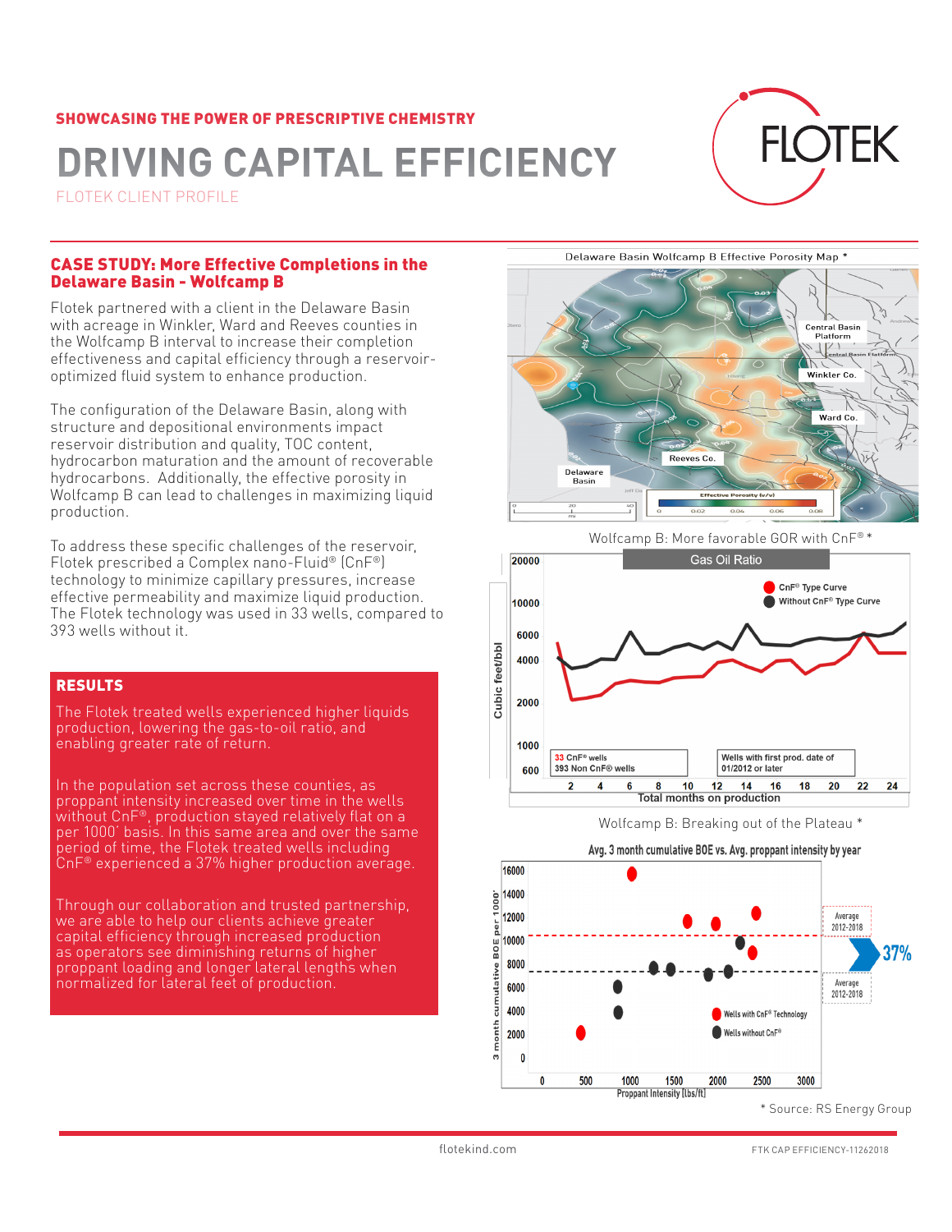SHOWCASING THE POWER OF PRESCRIPTIVE CHEMISTRY

# DRIVING CAPITAL EFFICIENCY

FLOTEK CLIENT PROFILE

FLOTEK

## CASE STUDY: More Effective Completions in the Delaware Basin - Wolfcamp B

Flotek partnered with a client in the Delaware Basin with acreage in Winkler, Ward and Reeves counties in the Wolfcamp B interval to increase their completion effectiveness and capital efficiency through a reservoir-optimized fluid system to enhance production.

The configuration of the Delaware Basin, along with structure and depositional environments impact reservoir distribution and quality, TOC content, hydrocarbon maturation and the amount of recoverable hydrocarbons. Additionally, the effective porosity in Wolfcamp B can lead to challenges in maximizing liquid production.

To address these specific challenges of the reservoir, Flotek prescribed a Complex nano-Fluid® (CnF®) technology to minimize capillary pressures, increase effective permeability and maximize liquid production. The Flotek technology was used in 33 wells, compared to 393 wells without it.

## RESULTS

The Flotek treated wells experienced higher liquids production, lowering the gas-to-oil ratio, and enabling greater rate of return.

In the population set across these counties, as proppant intensity increased over time in the wells without CnF®, production stayed relatively flat on a per 1000' basis. In this same area and over the same period of time, the Flotek treated wells including CnF® experienced a 37% higher production average.

Through our collaboration and trusted partnership, we are able to help our clients achieve greater capital efficiency through increased production as operators see diminishing returns of higher proppant loading and longer lateral lengths when normalized for lateral feet of production.

Delaware Basin Wolfcamp B Effective Porosity Map *

Central Basin Platform
Winkler Co.
Ward Co.
Reeves Co.
Delaware Basin
Effective Porosity (v/v)
0 0.02 0.04 0.06 0.08

Wolfcamp B: More favorable GOR with CnF® *

Gas Oil Ratio
CnF® Type Curve
Without CnF® Type Curve
Cubic feet/bbl
20000 10000 6000 4000 2000 1000 600
33 CnF® wells
393 Non CnF® wells
Wells with first prod. date of 01/2012 or later
2 4 6 8 10 12 14 16 18 20 22 24
Total months on production

Wolfcamp B: Breaking out of the Plateau *

Avg. 3 month cumulative BOE vs. Avg. proppant intensity by year

3 month cumulative BOE per 1000'
16000 14000 12000 10000 8000 6000 4000 2000 0
0 500 1000 1500 2000 2500 3000
Proppant Intensity [lbs/ft]
Average 2012-2018
Average 2012-2018
37%
Wells with CnF® Technology
Wells without CnF®

* Source: RS Energy Group

flotekind.com

FTK CAP EFFICIENCY-11262018